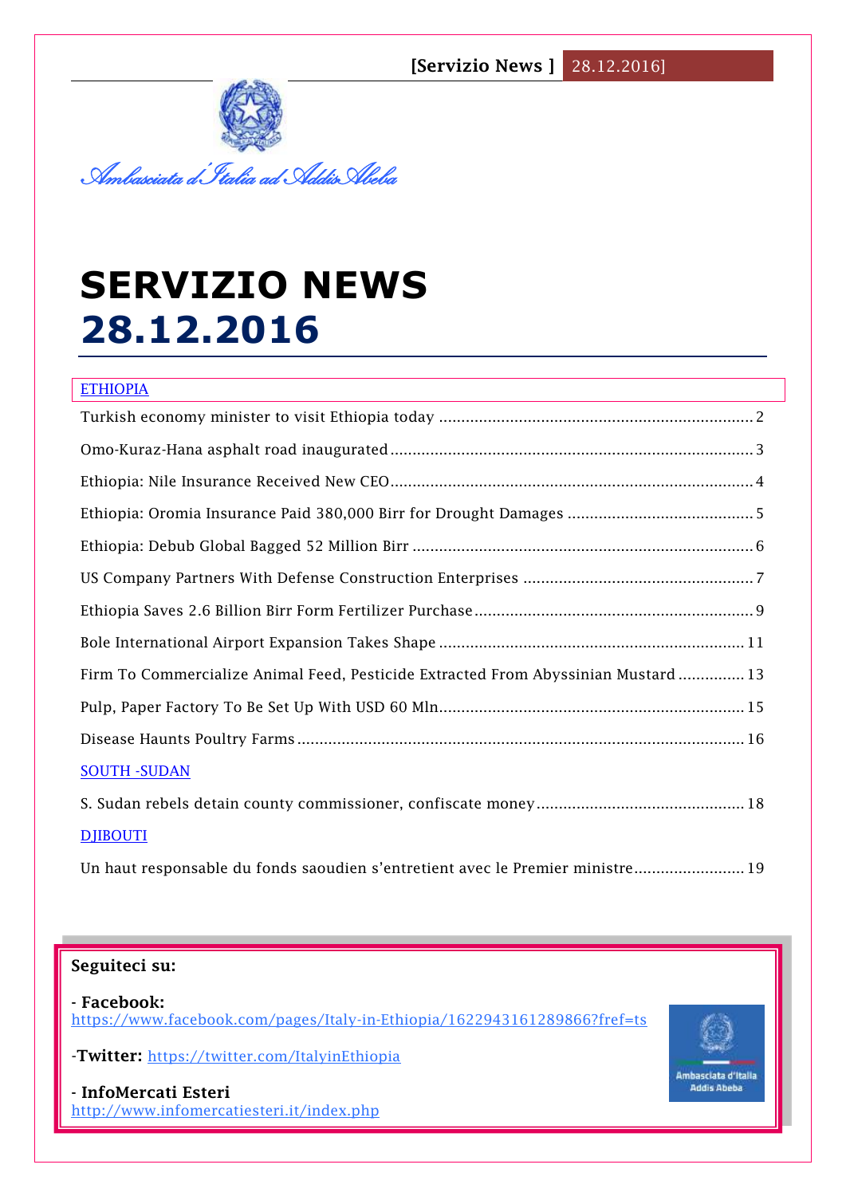*Ambasciata d'Italia ad Addis Abeba*

# SERVIZIO NEWS 28.12.2016

ETHIOPIA

Turkish economy minister to visit Ethiopia today ........................................................................ 2

Omo-Kuraz-Hana asphalt road inaugurated ................................................................................... 3

Ethiopia: Nile Insurance Received New CEO .................................................................................. 4

Ethiopia: Oromia Insurance Paid 380,000 Birr for Drought Damages ........................................... 5

Ethiopia: Debub Global Bagged 52 Million Birr .............................................................................. 6

US Company Partners With Defense Construction Enterprises ..................................................... 7

Ethiopia Saves 2.6 Billion Birr Form Fertilizer Purchase ................................................................ 9

Bole International Airport Expansion Takes Shape ...................................................................... 11

Firm To Commercialize Animal Feed, Pesticide Extracted From Abyssinian Mustard ............... 13

Pulp, Paper Factory To Be Set Up With USD 60 Mln...................................................................... 15

Disease Haunts Poultry Farms ...................................................................................................... 16

SOUTH -SUDAN

S. Sudan rebels detain county commissioner, confiscate money ............................................... 18

DJIBOUTI

Un haut responsable du fonds saoudien s'entretient avec le Premier ministre......................... 19

**Seguiteci su:**

**- Facebook:**
https://www.facebook.com/pages/Italy-in-Ethiopia/1622943161289866?fref=ts

**-Twitter:** https://twitter.com/ItalyinEthiopia

**- InfoMercati Esteri**
http://www.infomercatiesteri.it/index.php

Ambasciata d'Italia Addis Abeba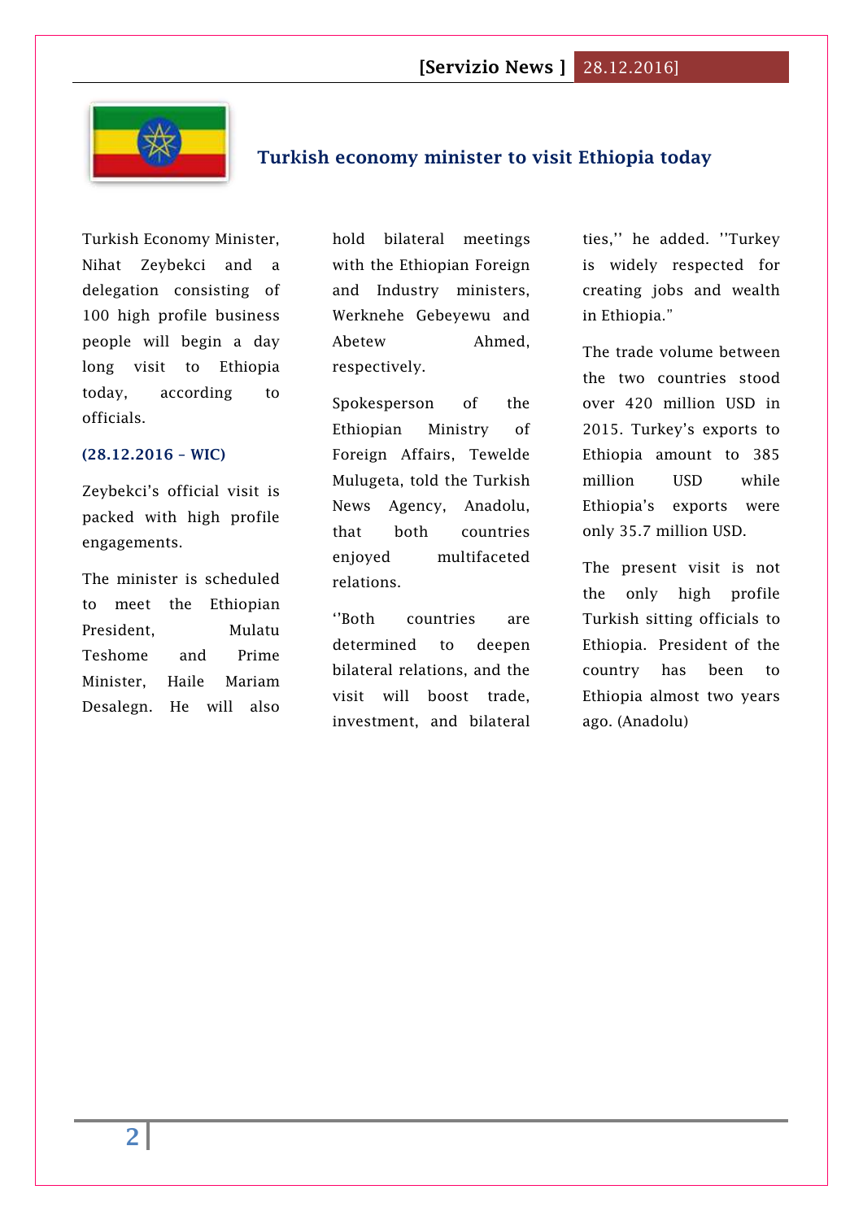## Turkish economy minister to visit Ethiopia today

Turkish Economy Minister, Nihat Zeybekci and a delegation consisting of 100 high profile business people will begin a day long visit to Ethiopia today, according to officials.

**(28.12.2016 – WIC)**

Zeybekci's official visit is packed with high profile engagements.

The minister is scheduled to meet the Ethiopian President, Mulatu Teshome and Prime Minister, Haile Mariam Desalegn. He will also hold bilateral meetings with the Ethiopian Foreign and Industry ministers, Werknehe Gebeyewu and Abetew Ahmed, respectively.

Spokesperson of the Ethiopian Ministry of Foreign Affairs, Tewelde Mulugeta, told the Turkish News Agency, Anadolu, that both countries enjoyed multifaceted relations.

''Both countries are determined to deepen bilateral relations, and the visit will boost trade, investment, and bilateral ties,'' he added. ''Turkey is widely respected for creating jobs and wealth in Ethiopia."

The trade volume between the two countries stood over 420 million USD in 2015. Turkey's exports to Ethiopia amount to 385 million USD while Ethiopia's exports were only 35.7 million USD.

The present visit is not the only high profile Turkish sitting officials to Ethiopia. President of the country has been to Ethiopia almost two years ago. (Anadolu)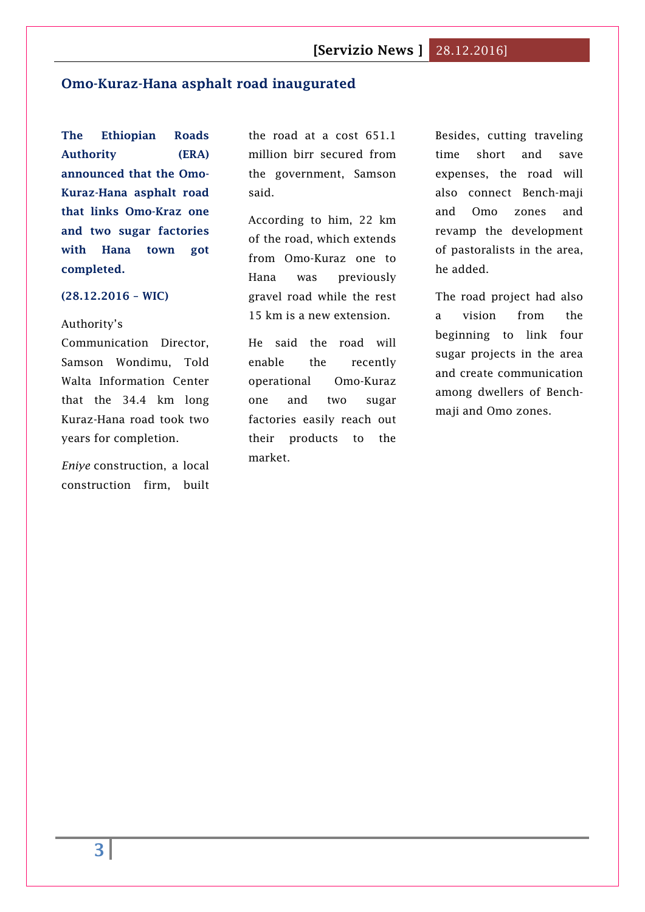## Omo-Kuraz-Hana asphalt road inaugurated

**The Ethiopian Roads Authority (ERA) announced that the Omo-Kuraz-Hana asphalt road that links Omo-Kraz one and two sugar factories with Hana town got completed.**

**(28.12.2016 – WIC)**

Authority's Communication Director, Samson Wondimu, Told Walta Information Center that the 34.4 km long Kuraz-Hana road took two years for completion.

*Eniye* construction, a local construction firm, built the road at a cost 651.1 million birr secured from the government, Samson said.

According to him, 22 km of the road, which extends from Omo-Kuraz one to Hana was previously gravel road while the rest 15 km is a new extension.

He said the road will enable the recently operational Omo-Kuraz one and two sugar factories easily reach out their products to the market.

Besides, cutting traveling time short and save expenses, the road will also connect Bench-maji and Omo zones and revamp the development of pastoralists in the area, he added.

The road project had also a vision from the beginning to link four sugar projects in the area and create communication among dwellers of Bench-maji and Omo zones.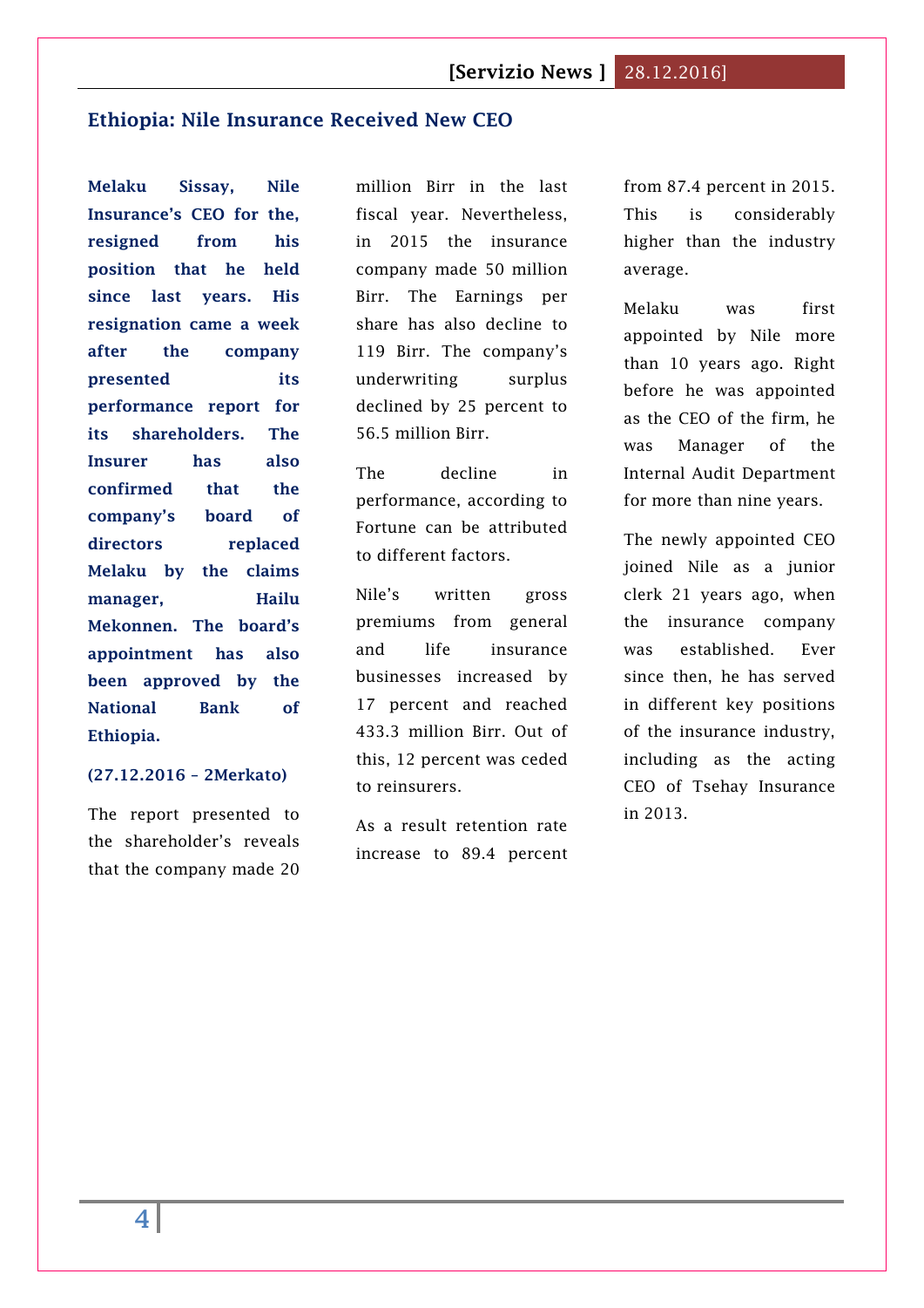## Ethiopia: Nile Insurance Received New CEO

**Melaku Sissay, Nile Insurance's CEO for the, resigned from his position that he held since last years. His resignation came a week after the company presented its performance report for its shareholders. The Insurer has also confirmed that the company's board of directors replaced Melaku by the claims manager, Hailu Mekonnen. The board's appointment has also been approved by the National Bank of Ethiopia.**

**(27.12.2016 – 2Merkato)**

The report presented to the shareholder's reveals that the company made 20 million Birr in the last fiscal year. Nevertheless, in 2015 the insurance company made 50 million Birr. The Earnings per share has also decline to 119 Birr. The company's underwriting surplus declined by 25 percent to 56.5 million Birr.

The decline in performance, according to Fortune can be attributed to different factors.

Nile's written gross premiums from general and life insurance businesses increased by 17 percent and reached 433.3 million Birr. Out of this, 12 percent was ceded to reinsurers.

As a result retention rate increase to 89.4 percent from 87.4 percent in 2015. This is considerably higher than the industry average.

Melaku was first appointed by Nile more than 10 years ago. Right before he was appointed as the CEO of the firm, he was Manager of the Internal Audit Department for more than nine years.

The newly appointed CEO joined Nile as a junior clerk 21 years ago, when the insurance company was established. Ever since then, he has served in different key positions of the insurance industry, including as the acting CEO of Tsehay Insurance in 2013.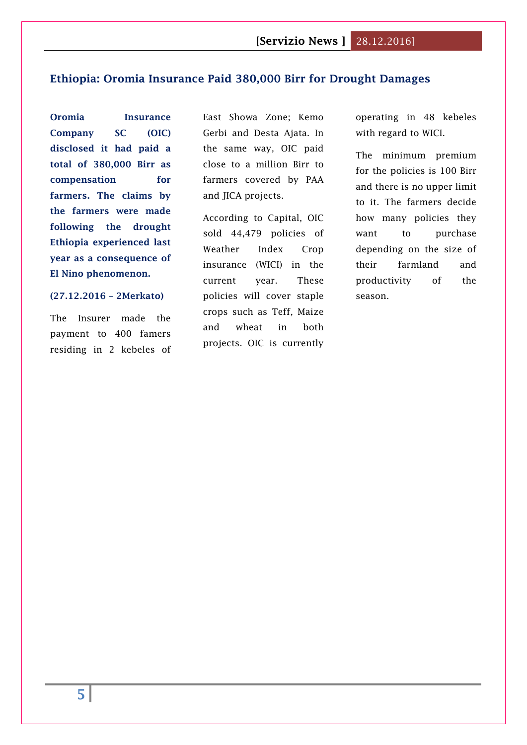## Ethiopia: Oromia Insurance Paid 380,000 Birr for Drought Damages

**Oromia Insurance Company SC (OIC) disclosed it had paid a total of 380,000 Birr as compensation for farmers. The claims by the farmers were made following the drought Ethiopia experienced last year as a consequence of El Nino phenomenon.**

**(27.12.2016 – 2Merkato)**

The Insurer made the payment to 400 famers residing in 2 kebeles of East Showa Zone; Kemo Gerbi and Desta Ajata. In the same way, OIC paid close to a million Birr to farmers covered by PAA and JICA projects.

According to Capital, OIC sold 44,479 policies of Weather Index Crop insurance (WICI) in the current year. These policies will cover staple crops such as Teff, Maize and wheat in both projects. OIC is currently operating in 48 kebeles with regard to WICI.

The minimum premium for the policies is 100 Birr and there is no upper limit to it. The farmers decide how many policies they want to purchase depending on the size of their farmland and productivity of the season.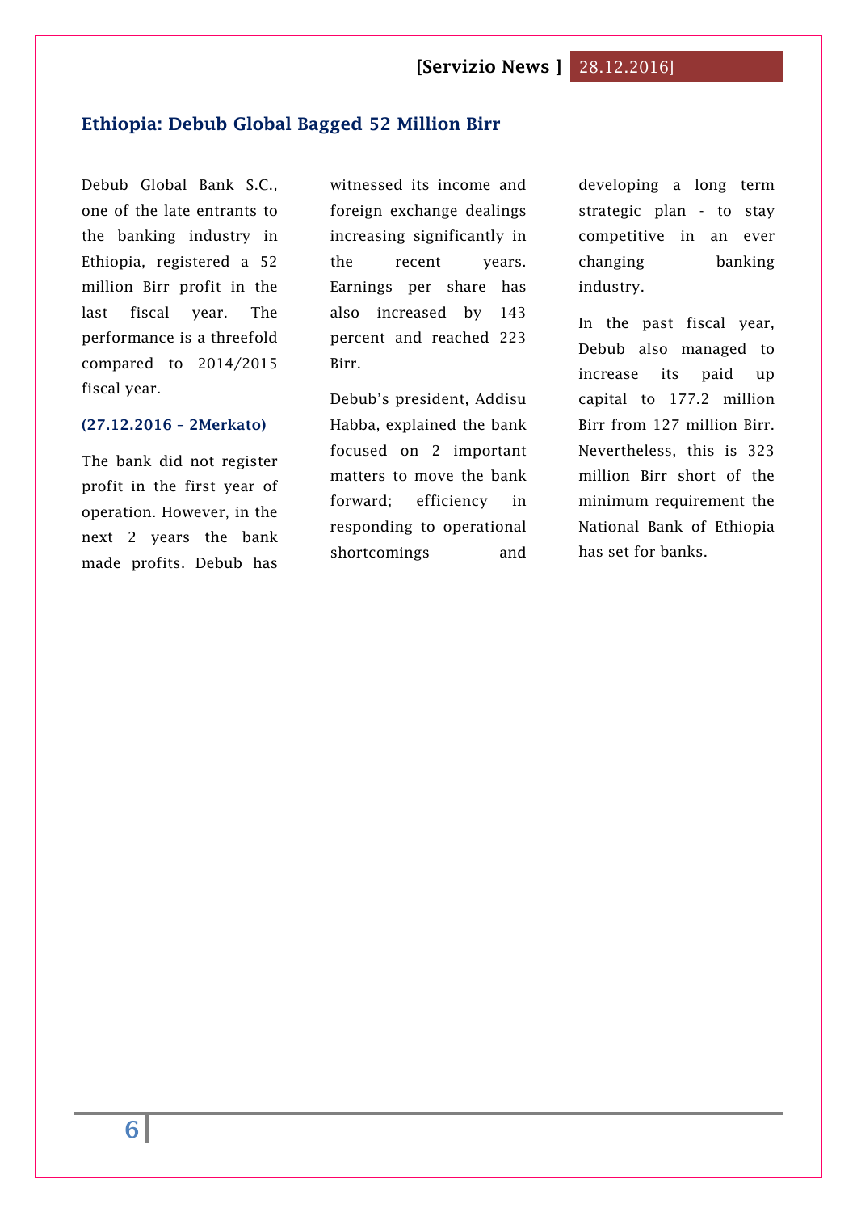## Ethiopia: Debub Global Bagged 52 Million Birr

Debub Global Bank S.C., one of the late entrants to the banking industry in Ethiopia, registered a 52 million Birr profit in the last fiscal year. The performance is a threefold compared to 2014/2015 fiscal year.

**(27.12.2016 – 2Merkato)**

The bank did not register profit in the first year of operation. However, in the next 2 years the bank made profits. Debub has witnessed its income and foreign exchange dealings increasing significantly in the recent years. Earnings per share has also increased by 143 percent and reached 223 Birr.

Debub's president, Addisu Habba, explained the bank focused on 2 important matters to move the bank forward; efficiency in responding to operational shortcomings and developing a long term strategic plan - to stay competitive in an ever changing banking industry.

In the past fiscal year, Debub also managed to increase its paid up capital to 177.2 million Birr from 127 million Birr. Nevertheless, this is 323 million Birr short of the minimum requirement the National Bank of Ethiopia has set for banks.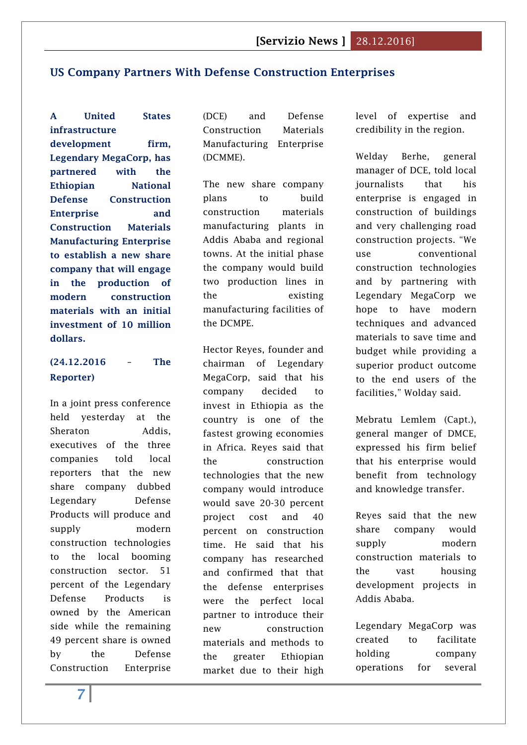## US Company Partners With Defense Construction Enterprises

**A United States infrastructure development firm, Legendary MegaCorp, has partnered with the Ethiopian National Defense Construction Enterprise and Construction Materials Manufacturing Enterprise to establish a new share company that will engage in the production of modern construction materials with an initial investment of 10 million dollars.**

**(24.12.2016 – The Reporter)**

In a joint press conference held yesterday at the Sheraton Addis, executives of the three companies told local reporters that the new share company dubbed Legendary Defense Products will produce and supply modern construction technologies to the local booming construction sector. 51 percent of the Legendary Defense Products is owned by the American side while the remaining 49 percent share is owned by the Defense Construction Enterprise (DCE) and Defense Construction Materials Manufacturing Enterprise (DCMME).

The new share company plans to build construction materials manufacturing plants in Addis Ababa and regional towns. At the initial phase the company would build two production lines in the existing manufacturing facilities of the DCMPE.

Hector Reyes, founder and chairman of Legendary MegaCorp, said that his company decided to invest in Ethiopia as the country is one of the fastest growing economies in Africa. Reyes said that the construction technologies that the new company would introduce would save 20-30 percent project cost and 40 percent on construction time. He said that his company has researched and confirmed that that the defense enterprises were the perfect local partner to introduce their new construction materials and methods to the greater Ethiopian market due to their high level of expertise and credibility in the region.

Welday Berhe, general manager of DCE, told local journalists that his enterprise is engaged in construction of buildings and very challenging road construction projects. "We use conventional construction technologies and by partnering with Legendary MegaCorp we hope to have modern techniques and advanced materials to save time and budget while providing a superior product outcome to the end users of the facilities," Wolday said.

Mebratu Lemlem (Capt.), general manger of DMCE, expressed his firm belief that his enterprise would benefit from technology and knowledge transfer.

Reyes said that the new share company would supply modern construction materials to the vast housing development projects in Addis Ababa.

Legendary MegaCorp was created to facilitate holding company operations for several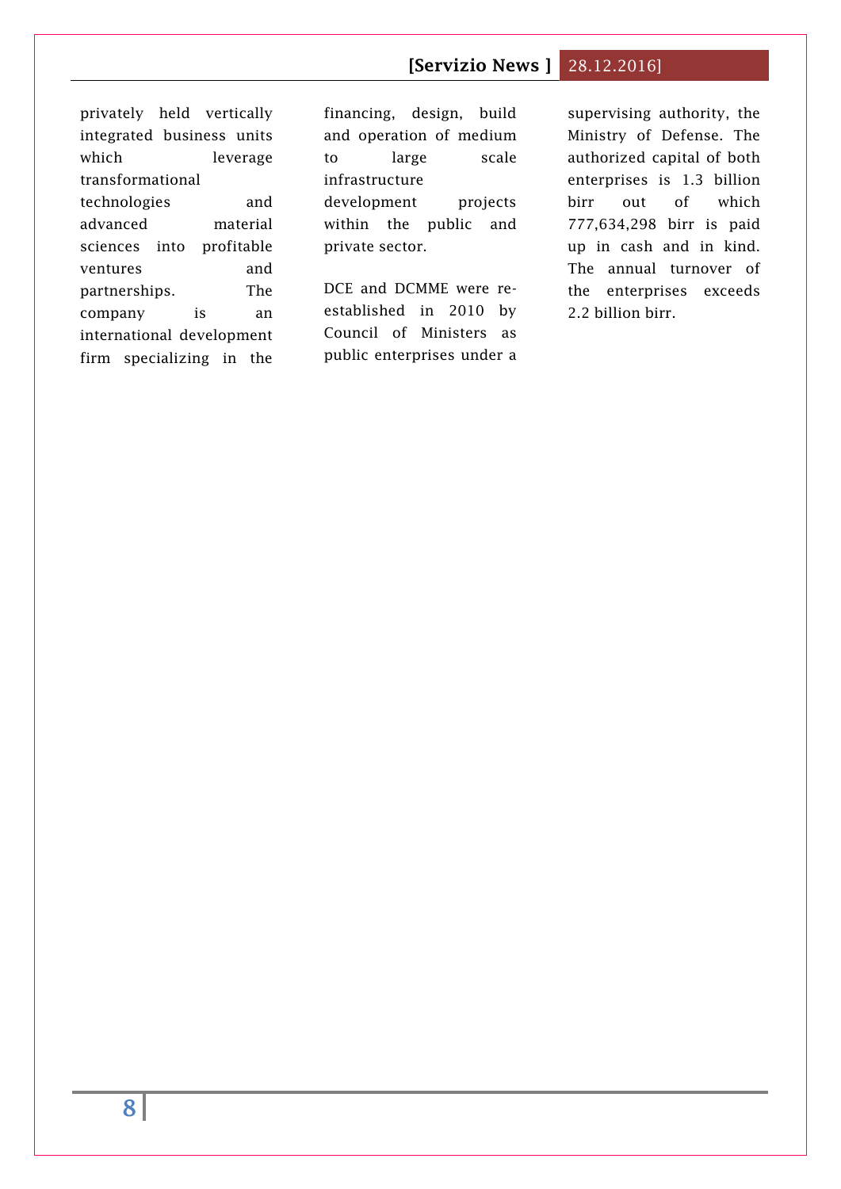privately held vertically integrated business units which leverage transformational technologies and advanced material sciences into profitable ventures and partnerships. The company is an international development firm specializing in the financing, design, build and operation of medium to large scale infrastructure development projects within the public and private sector.

DCE and DCMME were re-established in 2010 by Council of Ministers as public enterprises under a supervising authority, the Ministry of Defense. The authorized capital of both enterprises is 1.3 billion birr out of which 777,634,298 birr is paid up in cash and in kind. The annual turnover of the enterprises exceeds 2.2 billion birr.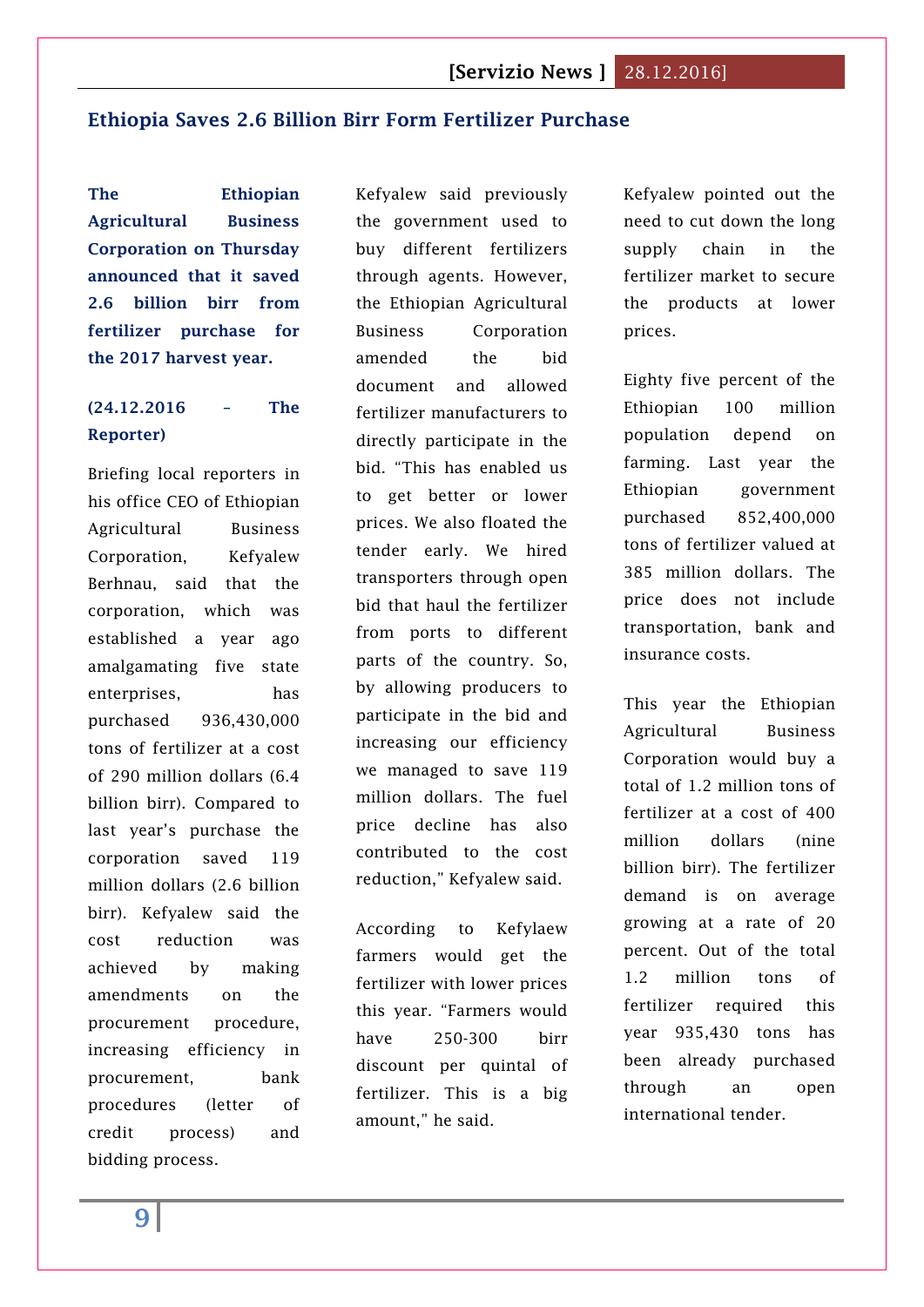## Ethiopia Saves 2.6 Billion Birr Form Fertilizer Purchase

**The Ethiopian Agricultural Business Corporation on Thursday announced that it saved 2.6 billion birr from fertilizer purchase for the 2017 harvest year.**

**(24.12.2016 – The Reporter)**

Briefing local reporters in his office CEO of Ethiopian Agricultural Business Corporation, Kefyalew Berhnau, said that the corporation, which was established a year ago amalgamating five state enterprises, has purchased 936,430,000 tons of fertilizer at a cost of 290 million dollars (6.4 billion birr). Compared to last year's purchase the corporation saved 119 million dollars (2.6 billion birr). Kefyalew said the cost reduction was achieved by making amendments on the procurement procedure, increasing efficiency in procurement, bank procedures (letter of credit process) and bidding process.

Kefyalew said previously the government used to buy different fertilizers through agents. However, the Ethiopian Agricultural Business Corporation amended the bid document and allowed fertilizer manufacturers to directly participate in the bid. "This has enabled us to get better or lower prices. We also floated the tender early. We hired transporters through open bid that haul the fertilizer from ports to different parts of the country. So, by allowing producers to participate in the bid and increasing our efficiency we managed to save 119 million dollars. The fuel price decline has also contributed to the cost reduction," Kefyalew said.

According to Kefylaew farmers would get the fertilizer with lower prices this year. "Farmers would have 250-300 birr discount per quintal of fertilizer. This is a big amount," he said.

Kefyalew pointed out the need to cut down the long supply chain in the fertilizer market to secure the products at lower prices.

Eighty five percent of the Ethiopian 100 million population depend on farming. Last year the Ethiopian government purchased 852,400,000 tons of fertilizer valued at 385 million dollars. The price does not include transportation, bank and insurance costs.

This year the Ethiopian Agricultural Business Corporation would buy a total of 1.2 million tons of fertilizer at a cost of 400 million dollars (nine billion birr). The fertilizer demand is on average growing at a rate of 20 percent. Out of the total 1.2 million tons of fertilizer required this year 935,430 tons has been already purchased through an open international tender.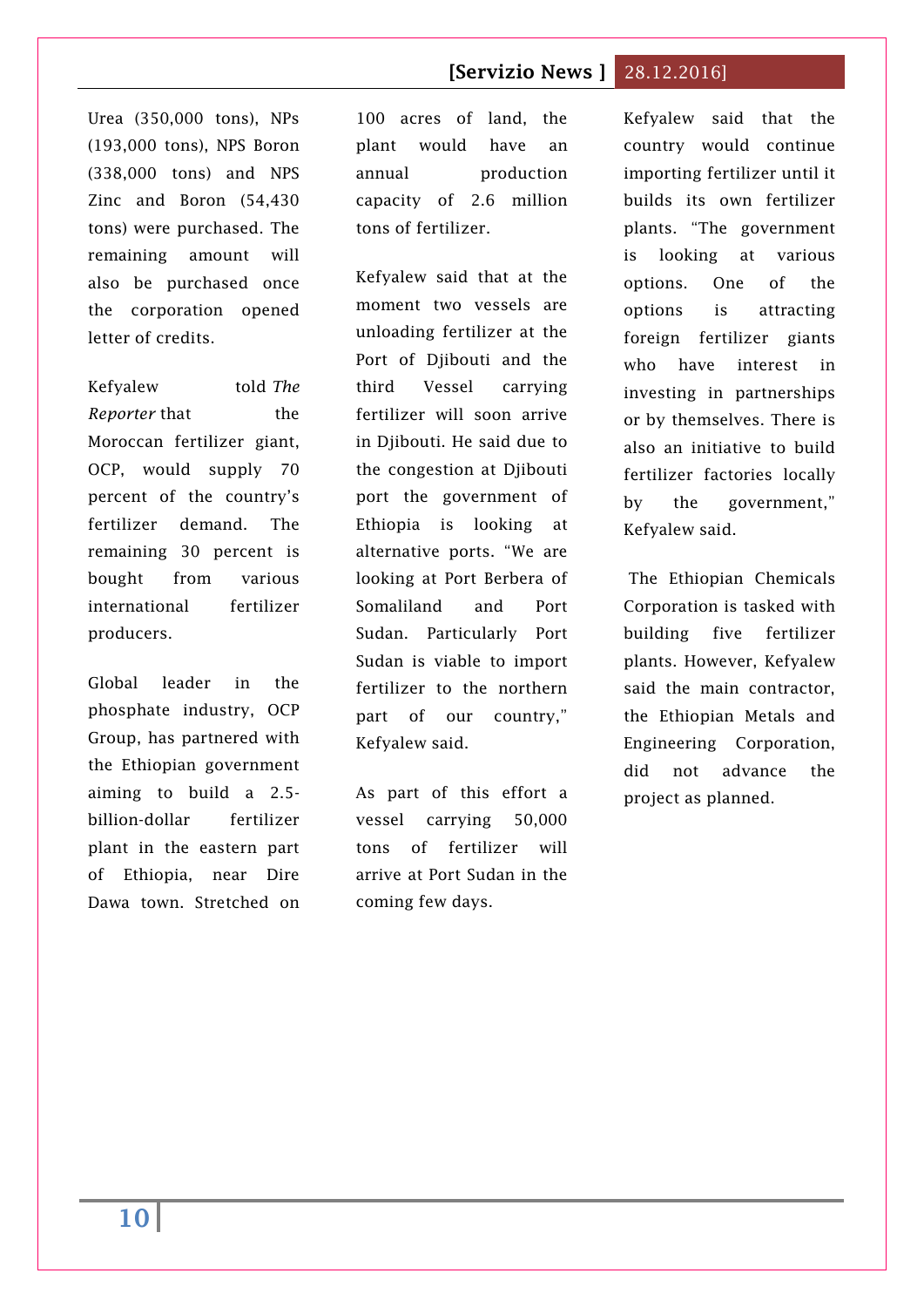Urea (350,000 tons), NPs (193,000 tons), NPS Boron (338,000 tons) and NPS Zinc and Boron (54,430 tons) were purchased. The remaining amount will also be purchased once the corporation opened letter of credits.

Kefyalew told *The Reporter* that the Moroccan fertilizer giant, OCP, would supply 70 percent of the country's fertilizer demand. The remaining 30 percent is bought from various international fertilizer producers.

Global leader in the phosphate industry, OCP Group, has partnered with the Ethiopian government aiming to build a 2.5-billion-dollar fertilizer plant in the eastern part of Ethiopia, near Dire Dawa town. Stretched on 100 acres of land, the plant would have an annual production capacity of 2.6 million tons of fertilizer.

Kefyalew said that at the moment two vessels are unloading fertilizer at the Port of Djibouti and the third Vessel carrying fertilizer will soon arrive in Djibouti. He said due to the congestion at Djibouti port the government of Ethiopia is looking at alternative ports. "We are looking at Port Berbera of Somaliland and Port Sudan. Particularly Port Sudan is viable to import fertilizer to the northern part of our country," Kefyalew said.

As part of this effort a vessel carrying 50,000 tons of fertilizer will arrive at Port Sudan in the coming few days.

Kefyalew said that the country would continue importing fertilizer until it builds its own fertilizer plants. "The government is looking at various options. One of the options is attracting foreign fertilizer giants who have interest in investing in partnerships or by themselves. There is also an initiative to build fertilizer factories locally by the government," Kefyalew said.

The Ethiopian Chemicals Corporation is tasked with building five fertilizer plants. However, Kefyalew said the main contractor, the Ethiopian Metals and Engineering Corporation, did not advance the project as planned.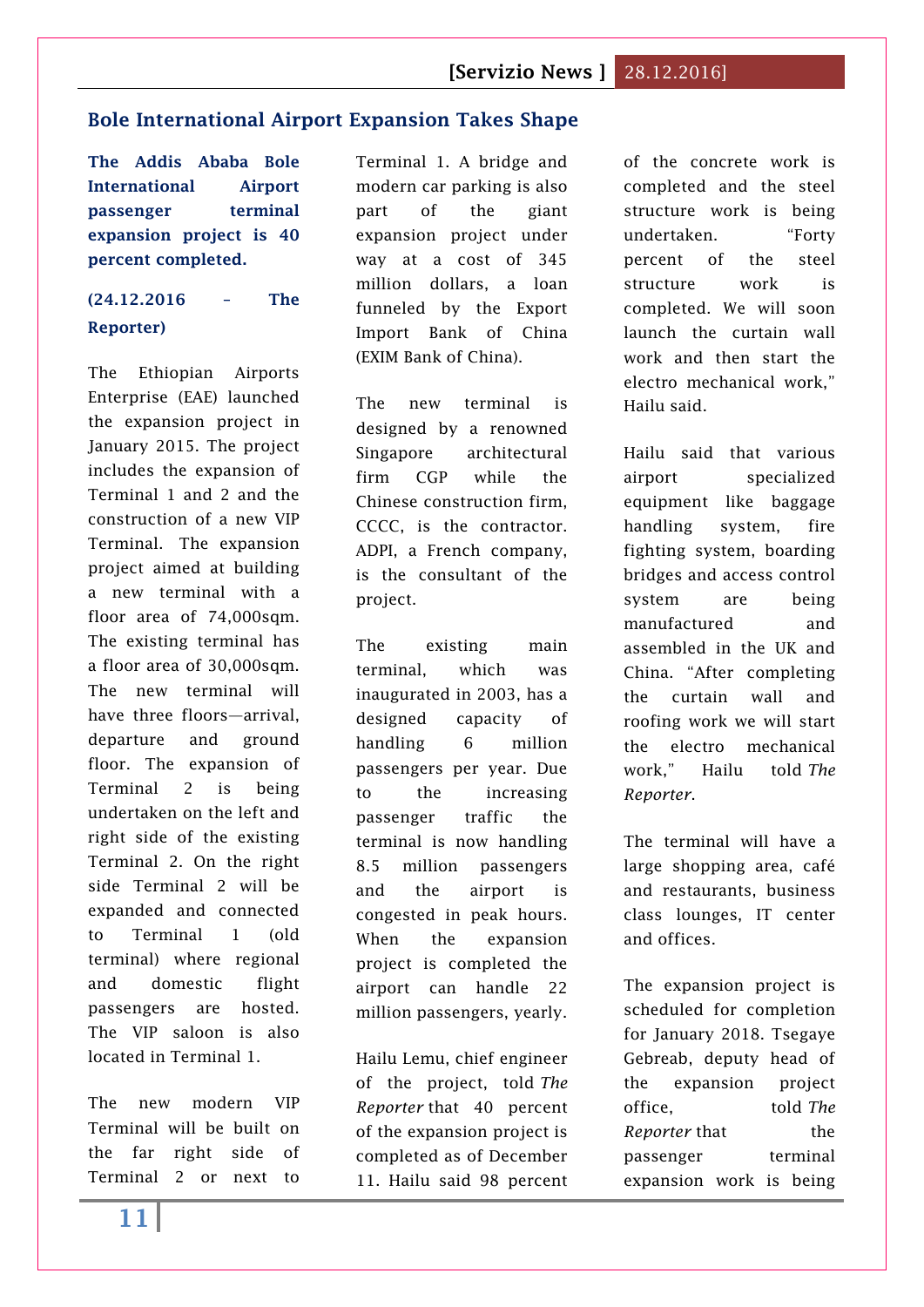## Bole International Airport Expansion Takes Shape

**The Addis Ababa Bole International Airport passenger terminal expansion project is 40 percent completed.**

**(24.12.2016 – The Reporter)**

The Ethiopian Airports Enterprise (EAE) launched the expansion project in January 2015. The project includes the expansion of Terminal 1 and 2 and the construction of a new VIP Terminal. The expansion project aimed at building a new terminal with a floor area of 74,000sqm. The existing terminal has a floor area of 30,000sqm. The new terminal will have three floors—arrival, departure and ground floor. The expansion of Terminal 2 is being undertaken on the left and right side of the existing Terminal 2. On the right side Terminal 2 will be expanded and connected to Terminal 1 (old terminal) where regional and domestic flight passengers are hosted. The VIP saloon is also located in Terminal 1.

The new modern VIP Terminal will be built on the far right side of Terminal 2 or next to Terminal 1. A bridge and modern car parking is also part of the giant expansion project under way at a cost of 345 million dollars, a loan funneled by the Export Import Bank of China (EXIM Bank of China).

The new terminal is designed by a renowned Singapore architectural firm CGP while the Chinese construction firm, CCCC, is the contractor. ADPI, a French company, is the consultant of the project.

The existing main terminal, which was inaugurated in 2003, has a designed capacity of handling 6 million passengers per year. Due to the increasing passenger traffic the terminal is now handling 8.5 million passengers and the airport is congested in peak hours. When the expansion project is completed the airport can handle 22 million passengers, yearly.

Hailu Lemu, chief engineer of the project, told *The Reporter* that 40 percent of the expansion project is completed as of December 11. Hailu said 98 percent of the concrete work is completed and the steel structure work is being undertaken. “Forty percent of the steel structure work is completed. We will soon launch the curtain wall work and then start the electro mechanical work,” Hailu said.

Hailu said that various airport specialized equipment like baggage handling system, fire fighting system, boarding bridges and access control system are being manufactured and assembled in the UK and China. “After completing the curtain wall and roofing work we will start the electro mechanical work,” Hailu told *The Reporter*.

The terminal will have a large shopping area, café and restaurants, business class lounges, IT center and offices.

The expansion project is scheduled for completion for January 2018. Tsegaye Gebreab, deputy head of the expansion project office, told *The Reporter* that the passenger terminal expansion work is being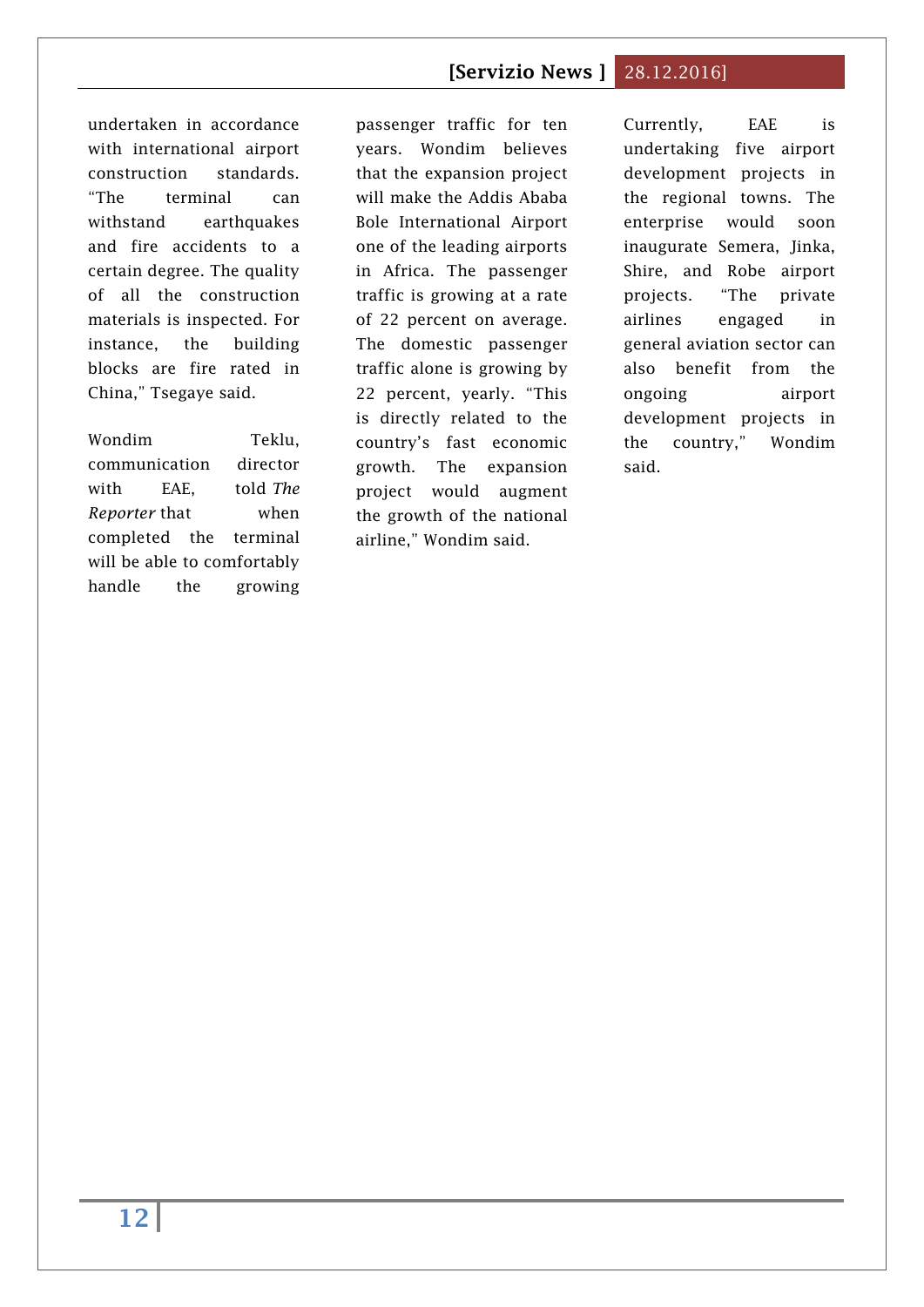undertaken in accordance with international airport construction standards. "The terminal can withstand earthquakes and fire accidents to a certain degree. The quality of all the construction materials is inspected. For instance, the building blocks are fire rated in China," Tsegaye said.

Wondim Teklu, communication director with EAE, told *The Reporter* that when completed the terminal will be able to comfortably handle the growing passenger traffic for ten years. Wondim believes that the expansion project will make the Addis Ababa Bole International Airport one of the leading airports in Africa. The passenger traffic is growing at a rate of 22 percent on average. The domestic passenger traffic alone is growing by 22 percent, yearly. "This is directly related to the country's fast economic growth. The expansion project would augment the growth of the national airline," Wondim said.

Currently, EAE is undertaking five airport development projects in the regional towns. The enterprise would soon inaugurate Semera, Jinka, Shire, and Robe airport projects. "The private airlines engaged in general aviation sector can also benefit from the ongoing airport development projects in the country," Wondim said.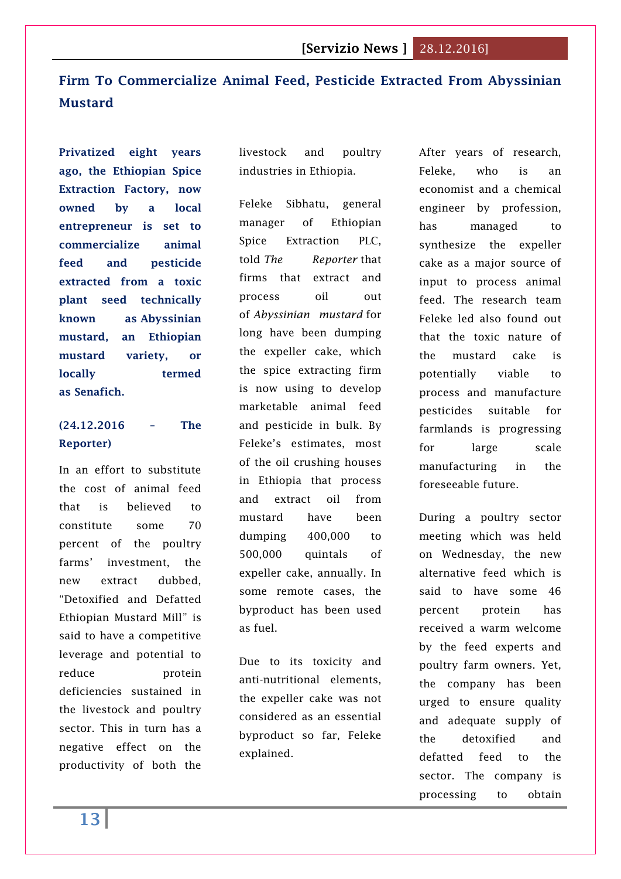# Firm To Commercialize Animal Feed, Pesticide Extracted From Abyssinian Mustard

**Privatized eight years ago, the Ethiopian Spice Extraction Factory, now owned by a local entrepreneur is set to commercialize animal feed and pesticide extracted from a toxic plant seed technically known as Abyssinian mustard, an Ethiopian mustard variety, or locally termed as Senafich.**

**(24.12.2016 – The Reporter)**

In an effort to substitute the cost of animal feed that is believed to constitute some 70 percent of the poultry farms' investment, the new extract dubbed, "Detoxified and Defatted Ethiopian Mustard Mill" is said to have a competitive leverage and potential to reduce protein deficiencies sustained in the livestock and poultry sector. This in turn has a negative effect on the productivity of both the livestock and poultry industries in Ethiopia.

Feleke Sibhatu, general manager of Ethiopian Spice Extraction PLC, told *The Reporter* that firms that extract and process oil out of *Abyssinian mustard* for long have been dumping the expeller cake, which the spice extracting firm is now using to develop marketable animal feed and pesticide in bulk. By Feleke's estimates, most of the oil crushing houses in Ethiopia that process and extract oil from mustard have been dumping 400,000 to 500,000 quintals of expeller cake, annually. In some remote cases, the byproduct has been used as fuel.

Due to its toxicity and anti-nutritional elements, the expeller cake was not considered as an essential byproduct so far, Feleke explained.

After years of research, Feleke, who is an economist and a chemical engineer by profession, has managed to synthesize the expeller cake as a major source of input to process animal feed. The research team Feleke led also found out that the toxic nature of the mustard cake is potentially viable to process and manufacture pesticides suitable for farmlands is progressing for large scale manufacturing in the foreseeable future.

During a poultry sector meeting which was held on Wednesday, the new alternative feed which is said to have some 46 percent protein has received a warm welcome by the feed experts and poultry farm owners. Yet, the company has been urged to ensure quality and adequate supply of the detoxified and defatted feed to the sector. The company is processing to obtain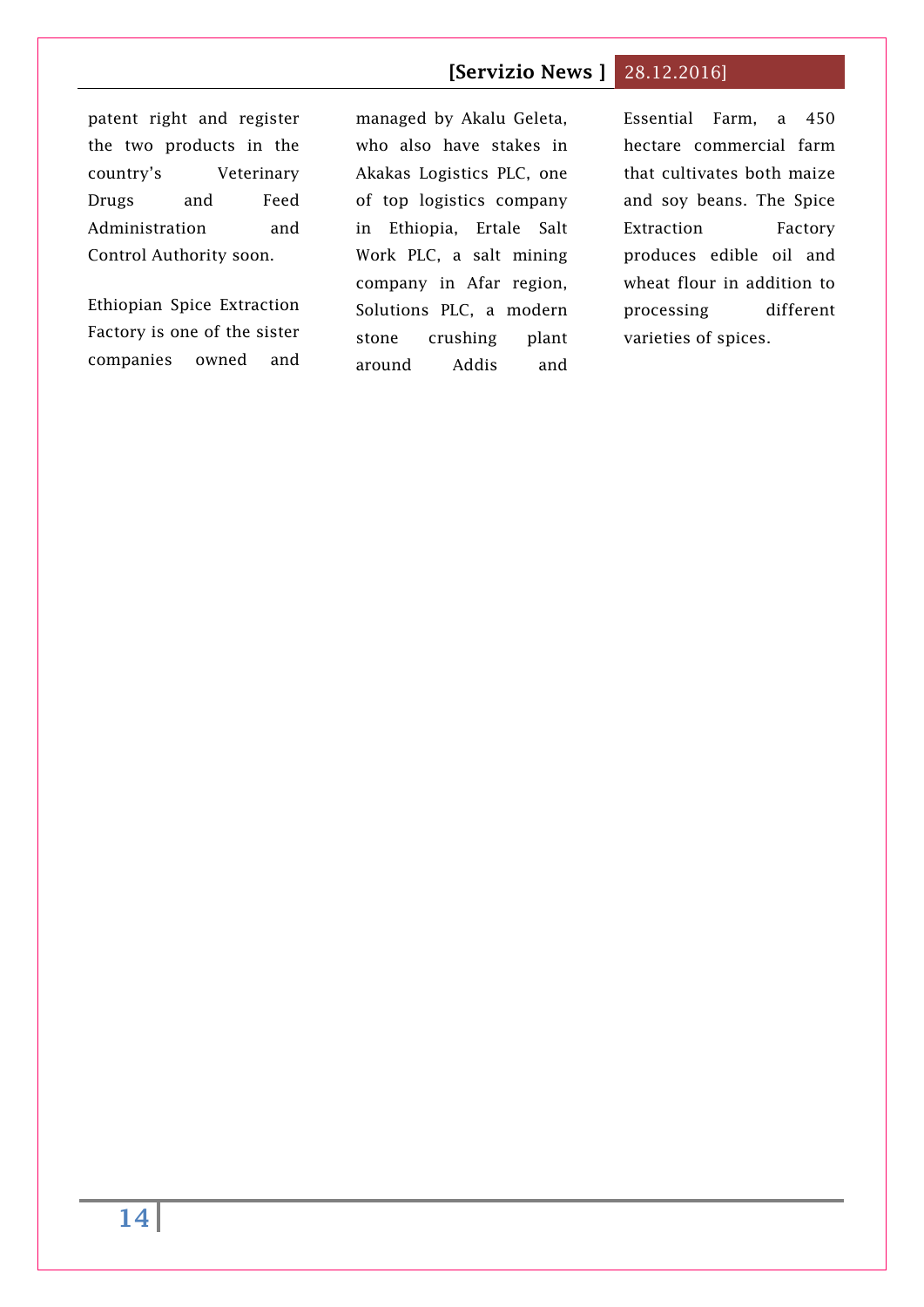patent right and register the two products in the country's Veterinary Drugs and Feed Administration and Control Authority soon.

Ethiopian Spice Extraction Factory is one of the sister companies owned and managed by Akalu Geleta, who also have stakes in Akakas Logistics PLC, one of top logistics company in Ethiopia, Ertale Salt Work PLC, a salt mining company in Afar region, Solutions PLC, a modern stone crushing plant around Addis and Essential Farm, a 450 hectare commercial farm that cultivates both maize and soy beans. The Spice Extraction Factory produces edible oil and wheat flour in addition to processing different varieties of spices.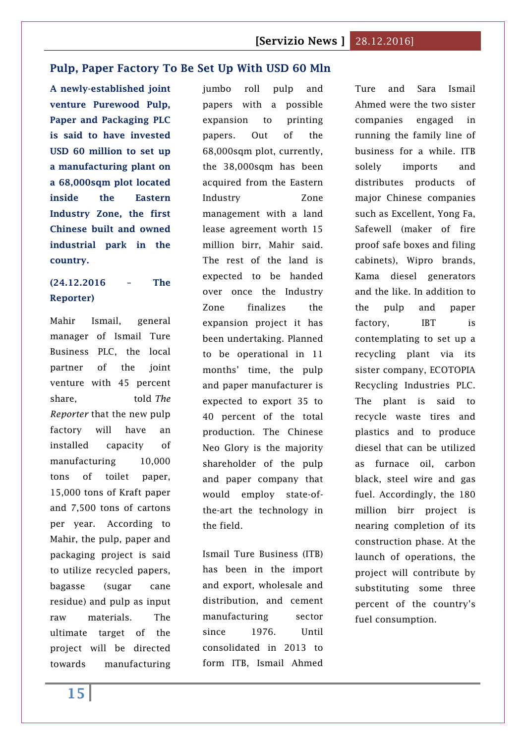## Pulp, Paper Factory To Be Set Up With USD 60 Mln

**A newly-established joint venture Purewood Pulp, Paper and Packaging PLC is said to have invested USD 60 million to set up a manufacturing plant on a 68,000sqm plot located inside the Eastern Industry Zone, the first Chinese built and owned industrial park in the country.**

**(24.12.2016 – The Reporter)**

Mahir Ismail, general manager of Ismail Ture Business PLC, the local partner of the joint venture with 45 percent share, told *The Reporter* that the new pulp factory will have an installed capacity of manufacturing 10,000 tons of toilet paper, 15,000 tons of Kraft paper and 7,500 tons of cartons per year. According to Mahir, the pulp, paper and packaging project is said to utilize recycled papers, bagasse (sugar cane residue) and pulp as input raw materials. The ultimate target of the project will be directed towards manufacturing jumbo roll pulp and papers with a possible expansion to printing papers. Out of the 68,000sqm plot, currently, the 38,000sqm has been acquired from the Eastern Industry Zone management with a land lease agreement worth 15 million birr, Mahir said. The rest of the land is expected to be handed over once the Industry Zone finalizes the expansion project it has been undertaking. Planned to be operational in 11 months' time, the pulp and paper manufacturer is expected to export 35 to 40 percent of the total production. The Chinese Neo Glory is the majority shareholder of the pulp and paper company that would employ state-of-the-art the technology in the field.

Ismail Ture Business (ITB) has been in the import and export, wholesale and distribution, and cement manufacturing sector since 1976. Until consolidated in 2013 to form ITB, Ismail Ahmed Ture and Sara Ismail Ahmed were the two sister companies engaged in running the family line of business for a while. ITB solely imports and distributes products of major Chinese companies such as Excellent, Yong Fa, Safewell (maker of fire proof safe boxes and filing cabinets), Wipro brands, Kama diesel generators and the like. In addition to the pulp and paper factory, IBT is contemplating to set up a recycling plant via its sister company, ECOTOPIA Recycling Industries PLC. The plant is said to recycle waste tires and plastics and to produce diesel that can be utilized as furnace oil, carbon black, steel wire and gas fuel. Accordingly, the 180 million birr project is nearing completion of its construction phase. At the launch of operations, the project will contribute by substituting some three percent of the country's fuel consumption.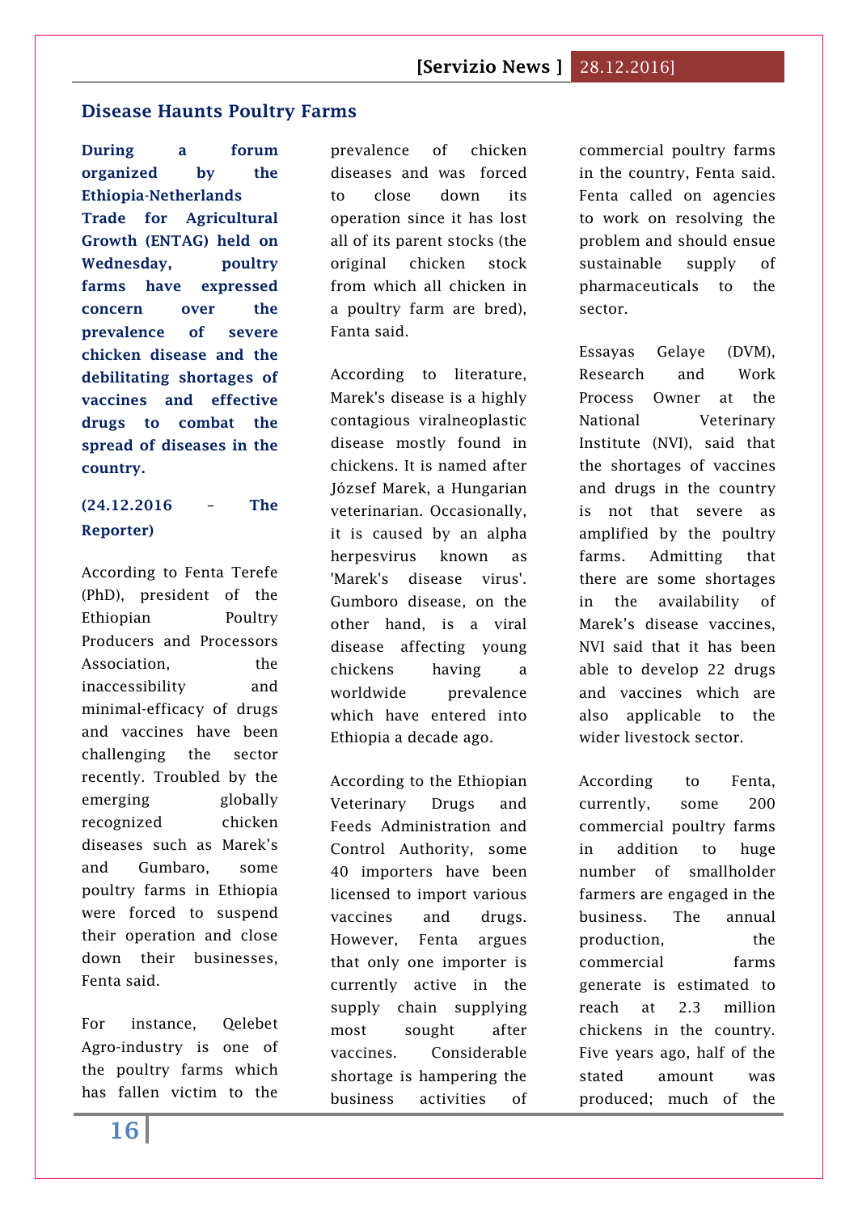## Disease Haunts Poultry Farms

**During a forum organized by the Ethiopia-Netherlands Trade for Agricultural Growth (ENTAG) held on Wednesday, poultry farms have expressed concern over the prevalence of severe chicken disease and the debilitating shortages of vaccines and effective drugs to combat the spread of diseases in the country.**

**(24.12.2016 – The Reporter)**

According to Fenta Terefe (PhD), president of the Ethiopian Poultry Producers and Processors Association, the inaccessibility and minimal-efficacy of drugs and vaccines have been challenging the sector recently. Troubled by the emerging globally recognized chicken diseases such as Marek's and Gumbaro, some poultry farms in Ethiopia were forced to suspend their operation and close down their businesses, Fenta said.

For instance, Qelebet Agro-industry is one of the poultry farms which has fallen victim to the prevalence of chicken diseases and was forced to close down its operation since it has lost all of its parent stocks (the original chicken stock from which all chicken in a poultry farm are bred), Fanta said.

According to literature, Marek's disease is a highly contagious viralneoplastic disease mostly found in chickens. It is named after József Marek, a Hungarian veterinarian. Occasionally, it is caused by an alpha herpesvirus known as 'Marek's disease virus'. Gumboro disease, on the other hand, is a viral disease affecting young chickens having a worldwide prevalence which have entered into Ethiopia a decade ago.

According to the Ethiopian Veterinary Drugs and Feeds Administration and Control Authority, some 40 importers have been licensed to import various vaccines and drugs. However, Fenta argues that only one importer is currently active in the supply chain supplying most sought after vaccines. Considerable shortage is hampering the business activities of commercial poultry farms in the country, Fenta said. Fenta called on agencies to work on resolving the problem and should ensue sustainable supply of pharmaceuticals to the sector.

Essayas Gelaye (DVM), Research and Work Process Owner at the National Veterinary Institute (NVI), said that the shortages of vaccines and drugs in the country is not that severe as amplified by the poultry farms. Admitting that there are some shortages in the availability of Marek's disease vaccines, NVI said that it has been able to develop 22 drugs and vaccines which are also applicable to the wider livestock sector.

According to Fenta, currently, some 200 commercial poultry farms in addition to huge number of smallholder farmers are engaged in the business. The annual production, the commercial farms generate is estimated to reach at 2.3 million chickens in the country. Five years ago, half of the stated amount was produced; much of the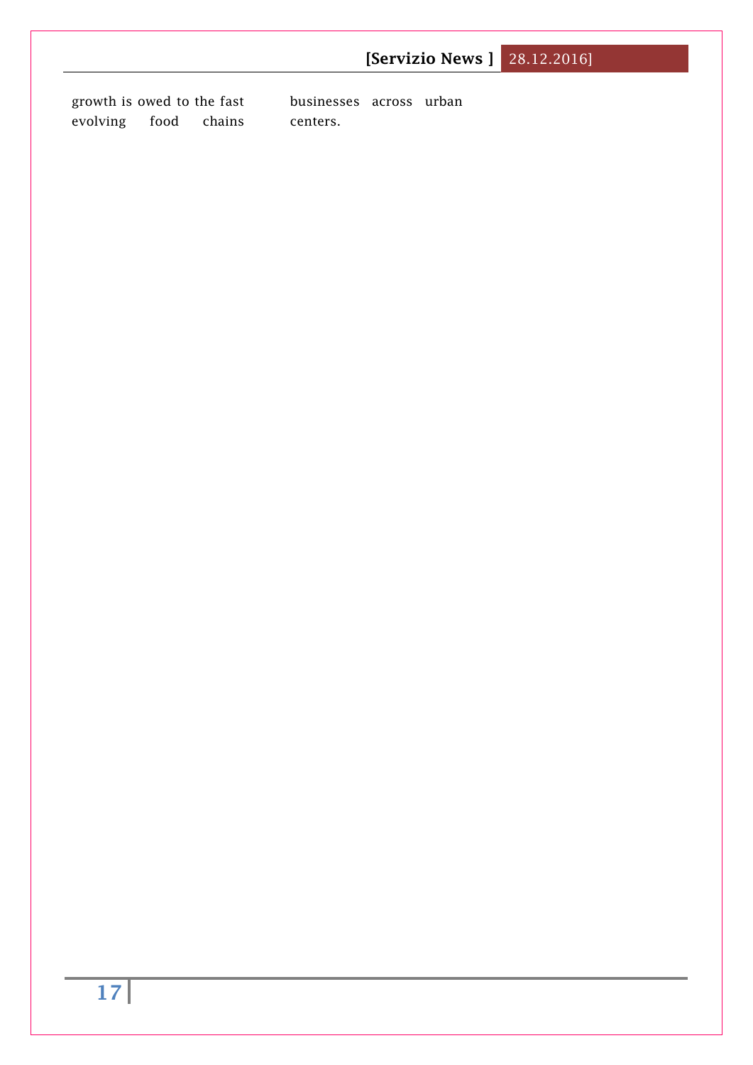growth is owed to the fast evolving food chains businesses across urban centers.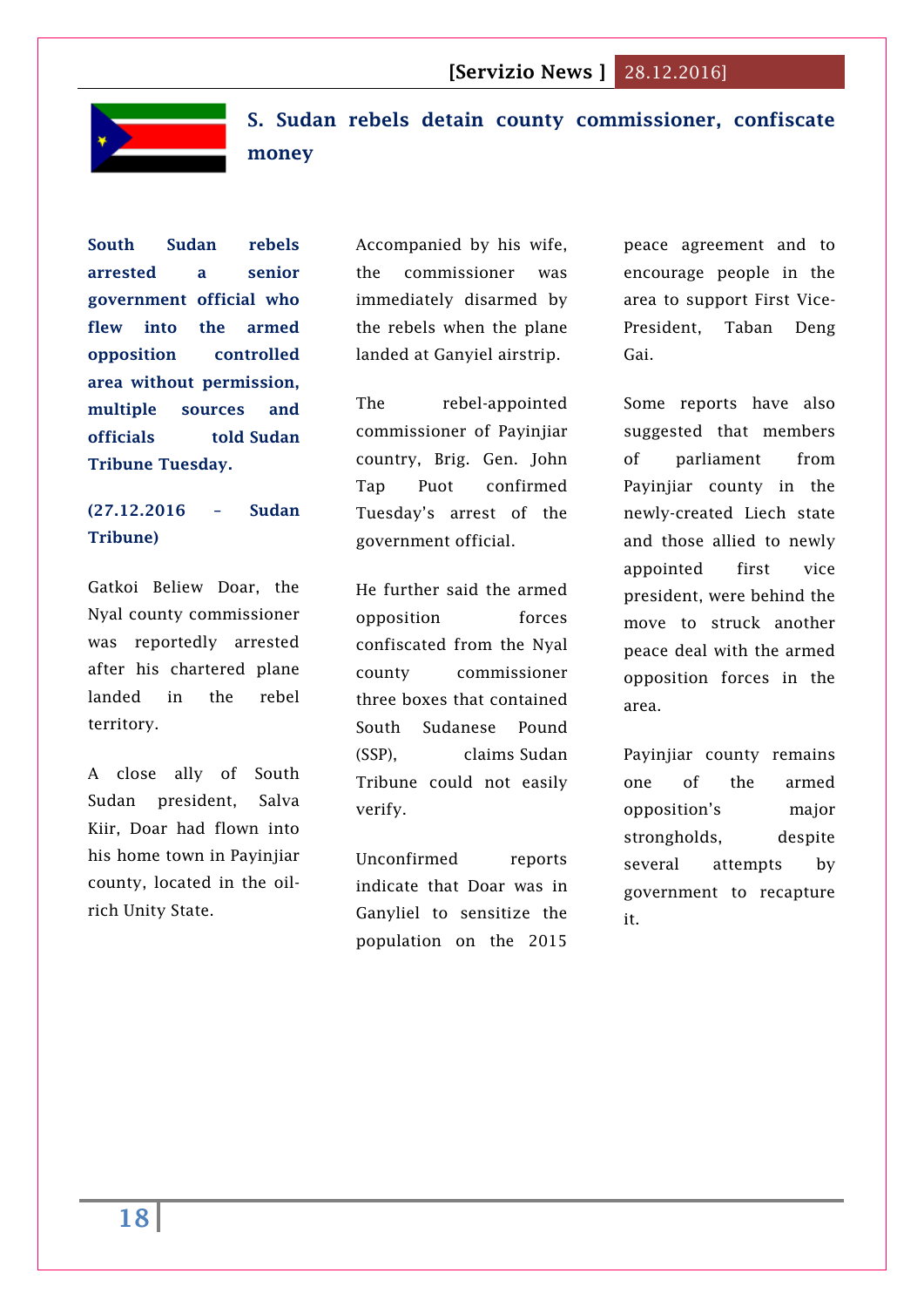# S. Sudan rebels detain county commissioner, confiscate money

**South Sudan rebels arrested a senior government official who flew into the armed opposition controlled area without permission, multiple sources and officials told Sudan Tribune Tuesday.**

**(27.12.2016 – Sudan Tribune)**

Gatkoi Beliew Doar, the Nyal county commissioner was reportedly arrested after his chartered plane landed in the rebel territory.

A close ally of South Sudan president, Salva Kiir, Doar had flown into his home town in Payinjiar county, located in the oil-rich Unity State.

Accompanied by his wife, the commissioner was immediately disarmed by the rebels when the plane landed at Ganyiel airstrip.

The rebel-appointed commissioner of Payinjiar country, Brig. Gen. John Tap Puot confirmed Tuesday's arrest of the government official.

He further said the armed opposition forces confiscated from the Nyal county commissioner three boxes that contained South Sudanese Pound (SSP), claims Sudan Tribune could not easily verify.

Unconfirmed reports indicate that Doar was in Ganyliel to sensitize the population on the 2015 peace agreement and to encourage people in the area to support First Vice-President, Taban Deng Gai.

Some reports have also suggested that members of parliament from Payinjiar county in the newly-created Liech state and those allied to newly appointed first vice president, were behind the move to struck another peace deal with the armed opposition forces in the area.

Payinjiar county remains one of the armed opposition's major strongholds, despite several attempts by government to recapture it.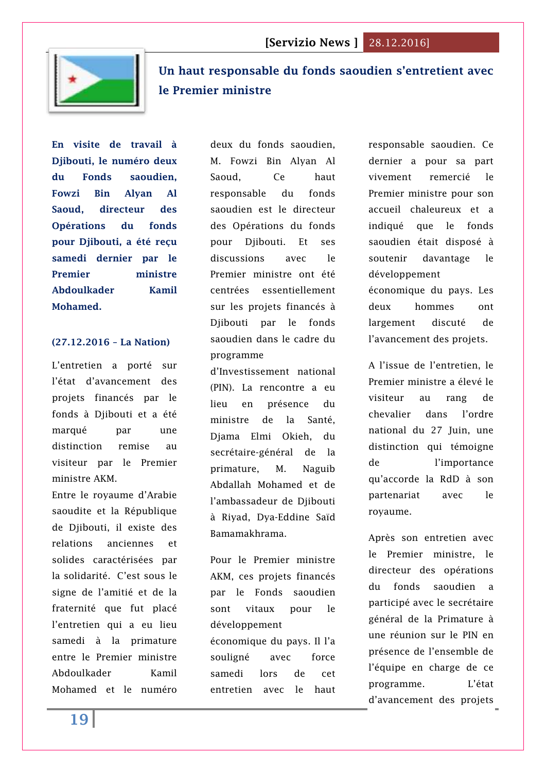## Un haut responsable du fonds saoudien s'entretient avec le Premier ministre

**En visite de travail à Djibouti, le numéro deux du Fonds saoudien, Fowzi Bin Alyan Al Saoud, directeur des Opérations du fonds pour Djibouti, a été reçu samedi dernier par le Premier ministre Abdoulkader Kamil Mohamed.**

**(27.12.2016 – La Nation)**

L'entretien a porté sur l'état d'avancement des projets financés par le fonds à Djibouti et a été marqué par une distinction remise au visiteur par le Premier ministre AKM.

Entre le royaume d'Arabie saoudite et la République de Djibouti, il existe des relations anciennes et solides caractérisées par la solidarité. C'est sous le signe de l'amitié et de la fraternité que fut placé l'entretien qui a eu lieu samedi à la primature entre le Premier ministre Abdoulkader Kamil Mohamed et le numéro deux du fonds saoudien, M. Fowzi Bin Alyan Al Saoud, Ce haut responsable du fonds saoudien est le directeur des Opérations du fonds pour Djibouti. Et ses discussions avec le Premier ministre ont été centrées essentiellement sur les projets financés à Djibouti par le fonds saoudien dans le cadre du programme d'Investissement national (PIN). La rencontre a eu lieu en présence du ministre de la Santé, Djama Elmi Okieh, du secrétaire-général de la primature, M. Naguib Abdallah Mohamed et de l'ambassadeur de Djibouti à Riyad, Dya-Eddine Saïd Bamamakhrama.

Pour le Premier ministre AKM, ces projets financés par le Fonds saoudien sont vitaux pour le développement économique du pays. Il l'a souligné avec force samedi lors de cet entretien avec le haut responsable saoudien. Ce dernier a pour sa part vivement remercié le Premier ministre pour son accueil chaleureux et a indiqué que le fonds saoudien était disposé à soutenir davantage le développement économique du pays. Les deux hommes ont largement discuté de l'avancement des projets.

A l'issue de l'entretien, le Premier ministre a élevé le visiteur au rang de chevalier dans l'ordre national du 27 Juin, une distinction qui témoigne de l'importance qu'accorde la RdD à son partenariat avec le royaume.

Après son entretien avec le Premier ministre, le directeur des opérations du fonds saoudien a participé avec le secrétaire général de la Primature à une réunion sur le PIN en présence de l'ensemble de l'équipe en charge de ce programme. L'état d'avancement des projets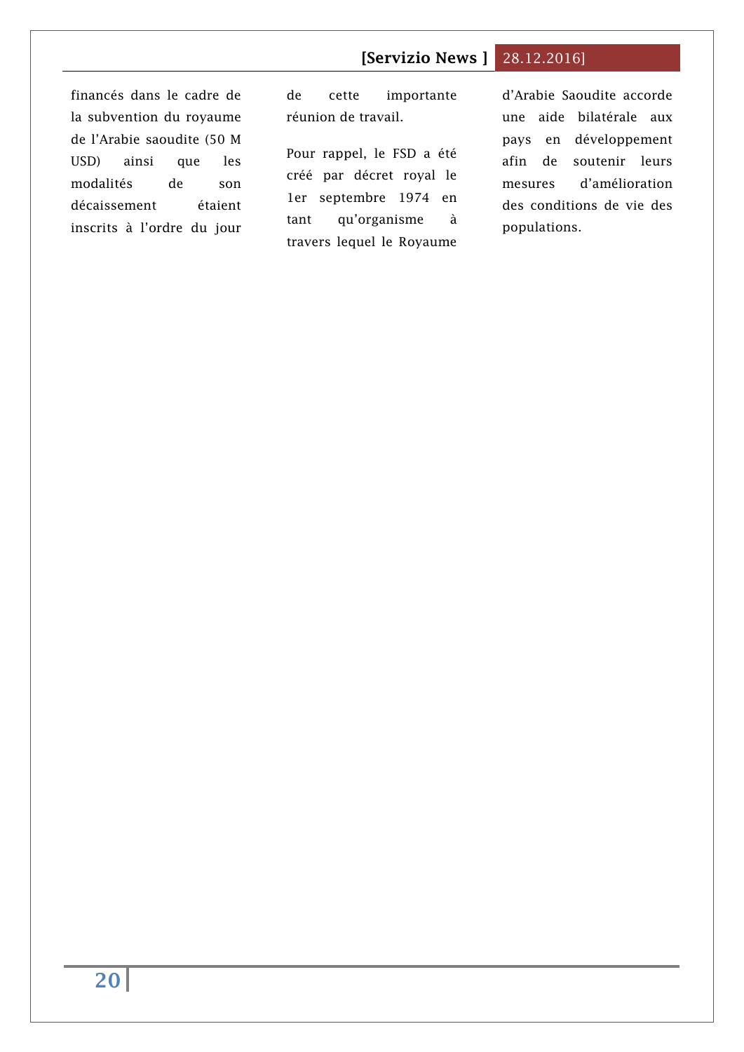financés dans le cadre de la subvention du royaume de l'Arabie saoudite (50 M USD) ainsi que les modalités de son décaissement étaient inscrits à l'ordre du jour de cette importante réunion de travail.

Pour rappel, le FSD a été créé par décret royal le 1er septembre 1974 en tant qu'organisme à travers lequel le Royaume d'Arabie Saoudite accorde une aide bilatérale aux pays en développement afin de soutenir leurs mesures d'amélioration des conditions de vie des populations.